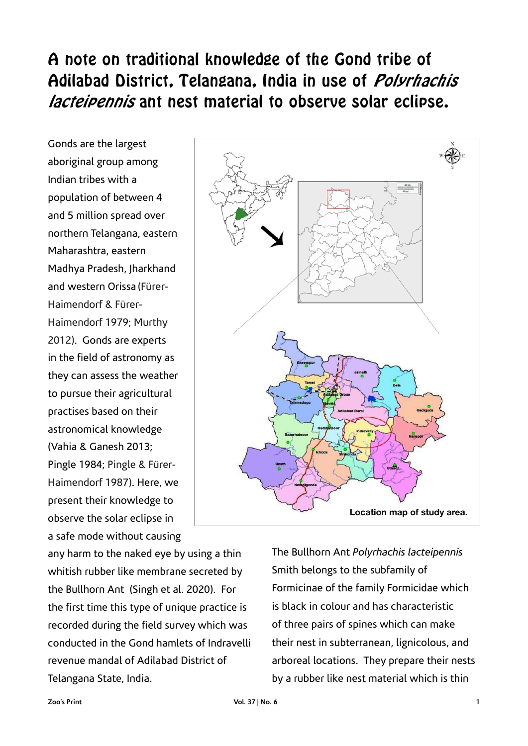# A note on traditional knowledge of the Gond tribe of Adilabad District, Telangana, India in use of *Polyrhachis lacteipennis* ant nest material to observe solar eclipse.

Gonds are the largest aboriginal group among Indian tribes with a population of between 4 and 5 million spread over northern Telangana, eastern Maharashtra, eastern Madhya Pradesh, Jharkhand and western Orissa (Fürer-Haimendorf & Fürer-Haimendorf 1979; Murthy 2012). Gonds are experts in the field of astronomy as they can assess the weather to pursue their agricultural practises based on their astronomical knowledge (Vahia & Ganesh 2013; Pingle 1984; Pingle & Fürer-Haimendorf 1987). Here, we present their knowledge to observe the solar eclipse in a safe mode without causing any harm to the naked eye by using a thin whitish rubber like membrane secreted by the Bullhorn Ant (Singh et al. 2020). For the first time this type of unique practice is recorded during the field survey which was conducted in the Gond hamlets of Indravelli revenue mandal of Adilabad District of Telangana State, India.

Location map of study area.

The Bullhorn Ant *Polyrhachis lacteipennis* Smith belongs to the subfamily of Formicinae of the family Formicidae which is black in colour and has characteristic of three pairs of spines which can make their nest in subterranean, lignicolous, and arboreal locations. They prepare their nests by a rubber like nest material which is thin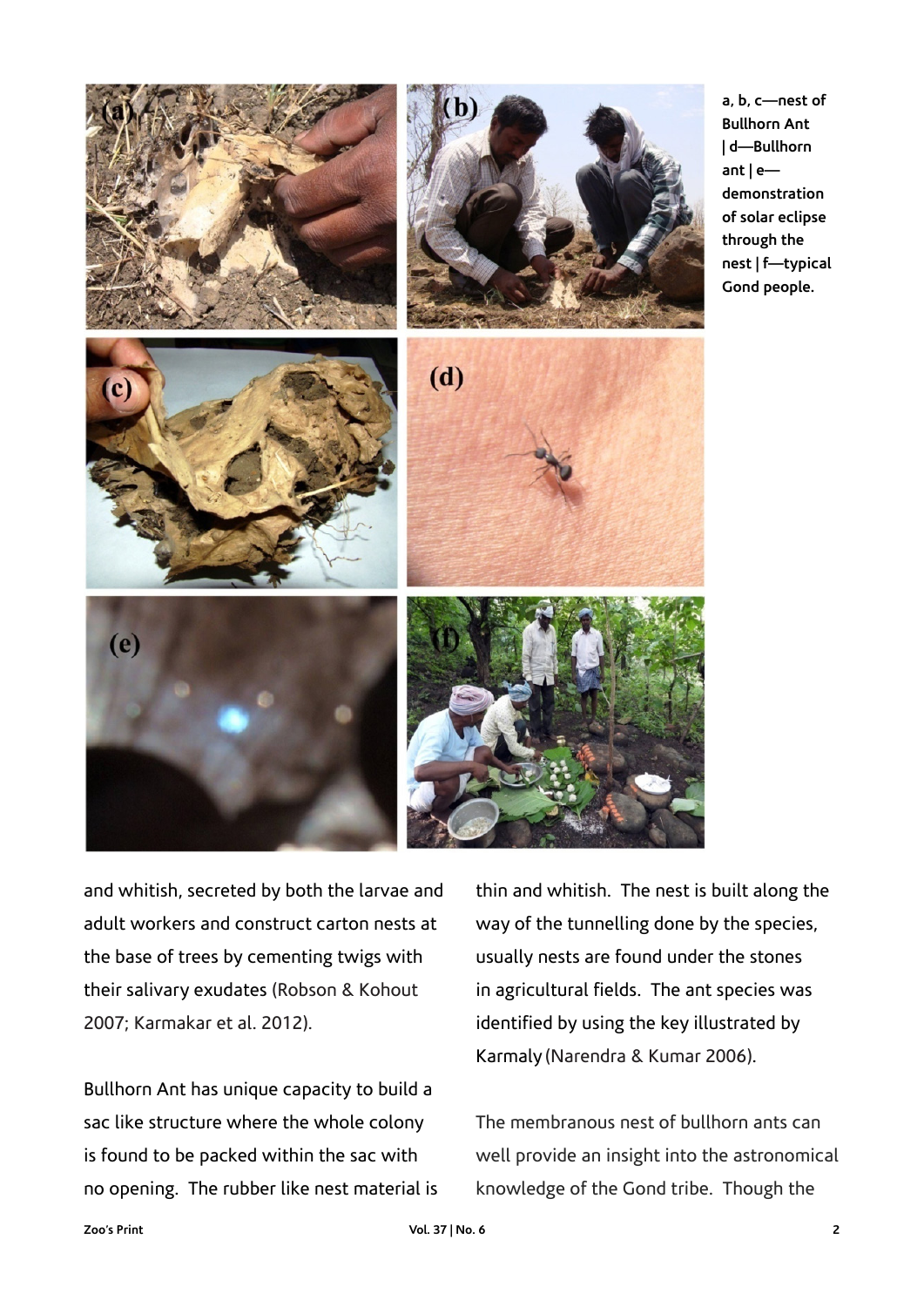a, b, c—nest of Bullhorn Ant | d—Bullhorn ant | e—demonstration of solar eclipse through the nest | f—typical Gond people.

and whitish, secreted by both the larvae and adult workers and construct carton nests at the base of trees by cementing twigs with their salivary exudates (Robson & Kohout 2007; Karmakar et al. 2012).

Bullhorn Ant has unique capacity to build a sac like structure where the whole colony is found to be packed within the sac with no opening. The rubber like nest material is thin and whitish. The nest is built along the way of the tunnelling done by the species, usually nests are found under the stones in agricultural fields. The ant species was identified by using the key illustrated by Karmaly (Narendra & Kumar 2006).

The membranous nest of bullhorn ants can well provide an insight into the astronomical knowledge of the Gond tribe. Though the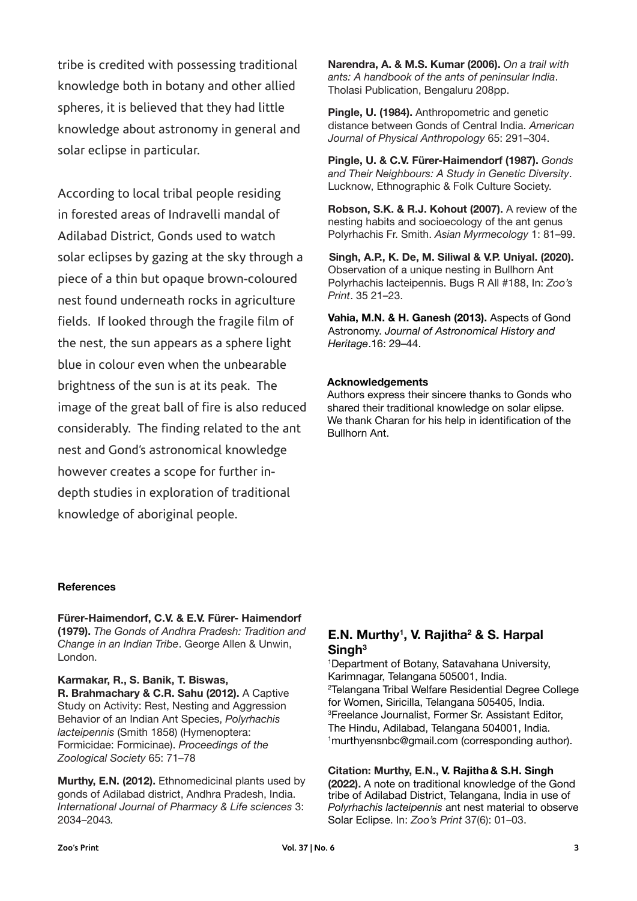tribe is credited with possessing traditional knowledge both in botany and other allied spheres, it is believed that they had little knowledge about astronomy in general and solar eclipse in particular.

According to local tribal people residing in forested areas of Indravelli mandal of Adilabad District, Gonds used to watch solar eclipses by gazing at the sky through a piece of a thin but opaque brown-coloured nest found underneath rocks in agriculture fields. If looked through the fragile film of the nest, the sun appears as a sphere light blue in colour even when the unbearable brightness of the sun is at its peak. The image of the great ball of fire is also reduced considerably. The finding related to the ant nest and Gond's astronomical knowledge however creates a scope for further in-depth studies in exploration of traditional knowledge of aboriginal people.

**References**

**Fürer-Haimendorf, C.V. & E.V. Fürer- Haimendorf (1979).** *The Gonds of Andhra Pradesh: Tradition and Change in an Indian Tribe*. George Allen & Unwin, London.

**Karmakar, R., S. Banik, T. Biswas, R. Brahmachary & C.R. Sahu (2012).** A Captive Study on Activity: Rest, Nesting and Aggression Behavior of an Indian Ant Species, *Polyrhachis lacteipennis* (Smith 1858) (Hymenoptera: Formicidae: Formicinae). *Proceedings of the Zoological Society* 65: 71–78

**Murthy, E.N. (2012).** Ethnomedicinal plants used by gonds of Adilabad district, Andhra Pradesh, India. *International Journal of Pharmacy & Life sciences* 3: 2034–2043.

**Narendra, A. & M.S. Kumar (2006).** *On a trail with ants: A handbook of the ants of peninsular India*. Tholasi Publication, Bengaluru 208pp.

**Pingle, U. (1984).** Anthropometric and genetic distance between Gonds of Central India. *American Journal of Physical Anthropology* 65: 291–304.

**Pingle, U. & C.V. Fürer-Haimendorf (1987).** *Gonds and Their Neighbours: A Study in Genetic Diversity*. Lucknow, Ethnographic & Folk Culture Society.

**Robson, S.K. & R.J. Kohout (2007).** A review of the nesting habits and socioecology of the ant genus Polyrhachis Fr. Smith. *Asian Myrmecology* 1: 81–99.

**Singh, A.P., K. De, M. Siliwal & V.P. Uniyal. (2020).** Observation of a unique nesting in Bullhorn Ant Polyrhachis lacteipennis. Bugs R All #188, In: *Zoo's Print*. 35 21–23.

**Vahia, M.N. & H. Ganesh (2013).** Aspects of Gond Astronomy. *Journal of Astronomical History and Heritage*.16: 29–44.

**Acknowledgements**

Authors express their sincere thanks to Gonds who shared their traditional knowledge on solar elipse. We thank Charan for his help in identification of the Bullhorn Ant.

## E.N. Murthy[1], V. Rajitha[2] & S. Harpal Singh[3]

[1]Department of Botany, Satavahana University, Karimnagar, Telangana 505001, India.
[2]Telangana Tribal Welfare Residential Degree College for Women, Siricilla, Telangana 505405, India.
[3]Freelance Journalist, Former Sr. Assistant Editor, The Hindu, Adilabad, Telangana 504001, India.
[1]murthyensnbc@gmail.com (corresponding author).

**Citation: Murthy, E.N., V. Rajitha & S.H. Singh (2022).** A note on traditional knowledge of the Gond tribe of Adilabad District, Telangana, India in use of *Polyrhachis lacteipennis* ant nest material to observe Solar Eclipse. In: *Zoo's Print* 37(6): 01–03.